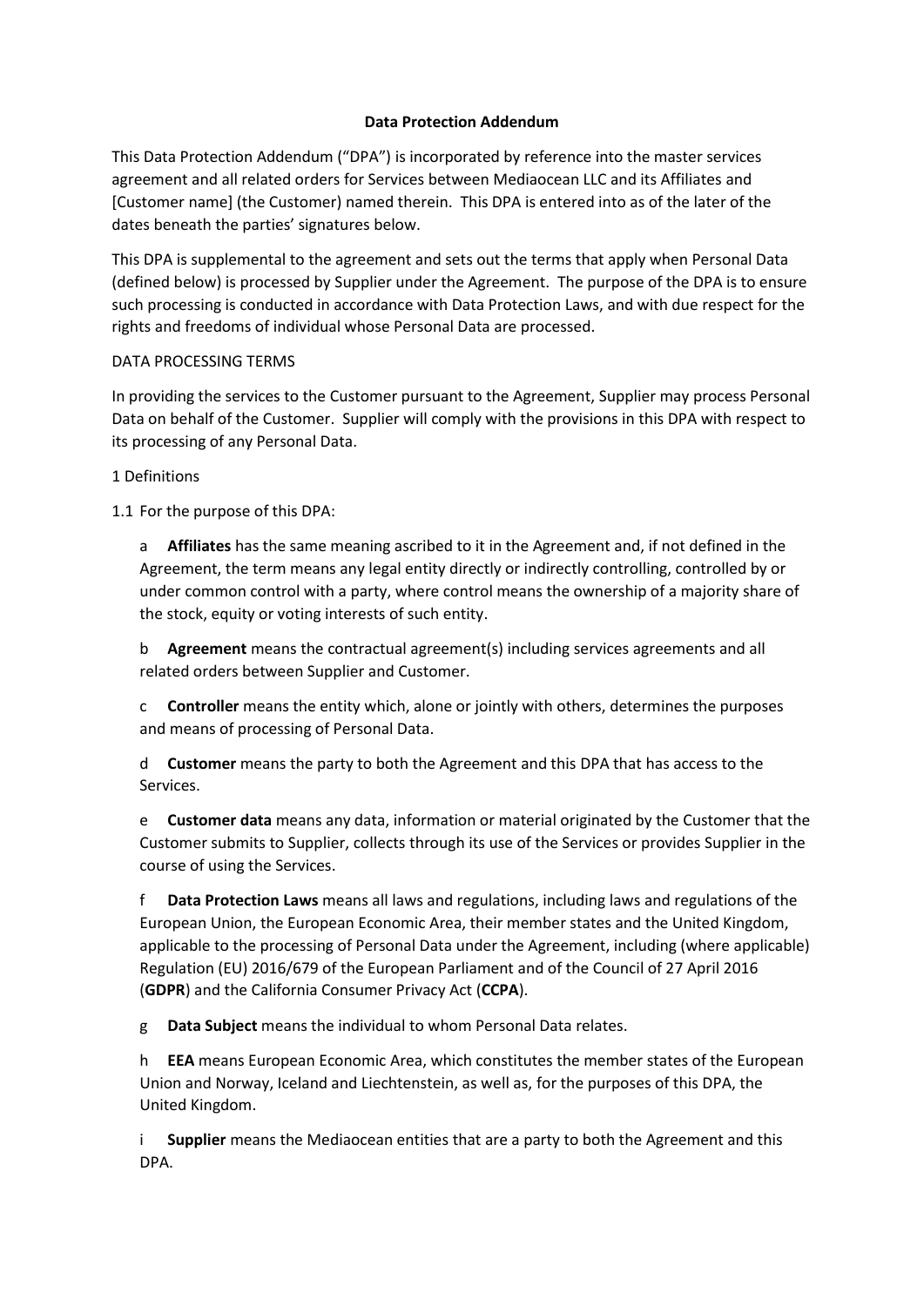# Data Protection Addendum

This Data Protection Addendum ("DPA") is incorporated by reference into the master services agreement and all related orders for Services between Mediaocean LLC and its Affiliates and [Customer name] (the Customer) named therein. This DPA is entered into as of the later of the dates beneath the parties' signatures below.

This DPA is supplemental to the agreement and sets out the terms that apply when Personal Data (defined below) is processed by Supplier under the Agreement. The purpose of the DPA is to ensure such processing is conducted in accordance with Data Protection Laws, and with due respect for the rights and freedoms of individual whose Personal Data are processed.

DATA PROCESSING TERMS

In providing the services to the Customer pursuant to the Agreement, Supplier may process Personal Data on behalf of the Customer. Supplier will comply with the provisions in this DPA with respect to its processing of any Personal Data.

1 Definitions

1.1 For the purpose of this DPA:

a **Affiliates** has the same meaning ascribed to it in the Agreement and, if not defined in the Agreement, the term means any legal entity directly or indirectly controlling, controlled by or under common control with a party, where control means the ownership of a majority share of the stock, equity or voting interests of such entity.

b **Agreement** means the contractual agreement(s) including services agreements and all related orders between Supplier and Customer.

c **Controller** means the entity which, alone or jointly with others, determines the purposes and means of processing of Personal Data.

d **Customer** means the party to both the Agreement and this DPA that has access to the Services.

e **Customer data** means any data, information or material originated by the Customer that the Customer submits to Supplier, collects through its use of the Services or provides Supplier in the course of using the Services.

f **Data Protection Laws** means all laws and regulations, including laws and regulations of the European Union, the European Economic Area, their member states and the United Kingdom, applicable to the processing of Personal Data under the Agreement, including (where applicable) Regulation (EU) 2016/679 of the European Parliament and of the Council of 27 April 2016 (**GDPR**) and the California Consumer Privacy Act (**CCPA**).

g **Data Subject** means the individual to whom Personal Data relates.

h **EEA** means European Economic Area, which constitutes the member states of the European Union and Norway, Iceland and Liechtenstein, as well as, for the purposes of this DPA, the United Kingdom.

i **Supplier** means the Mediaocean entities that are a party to both the Agreement and this DPA.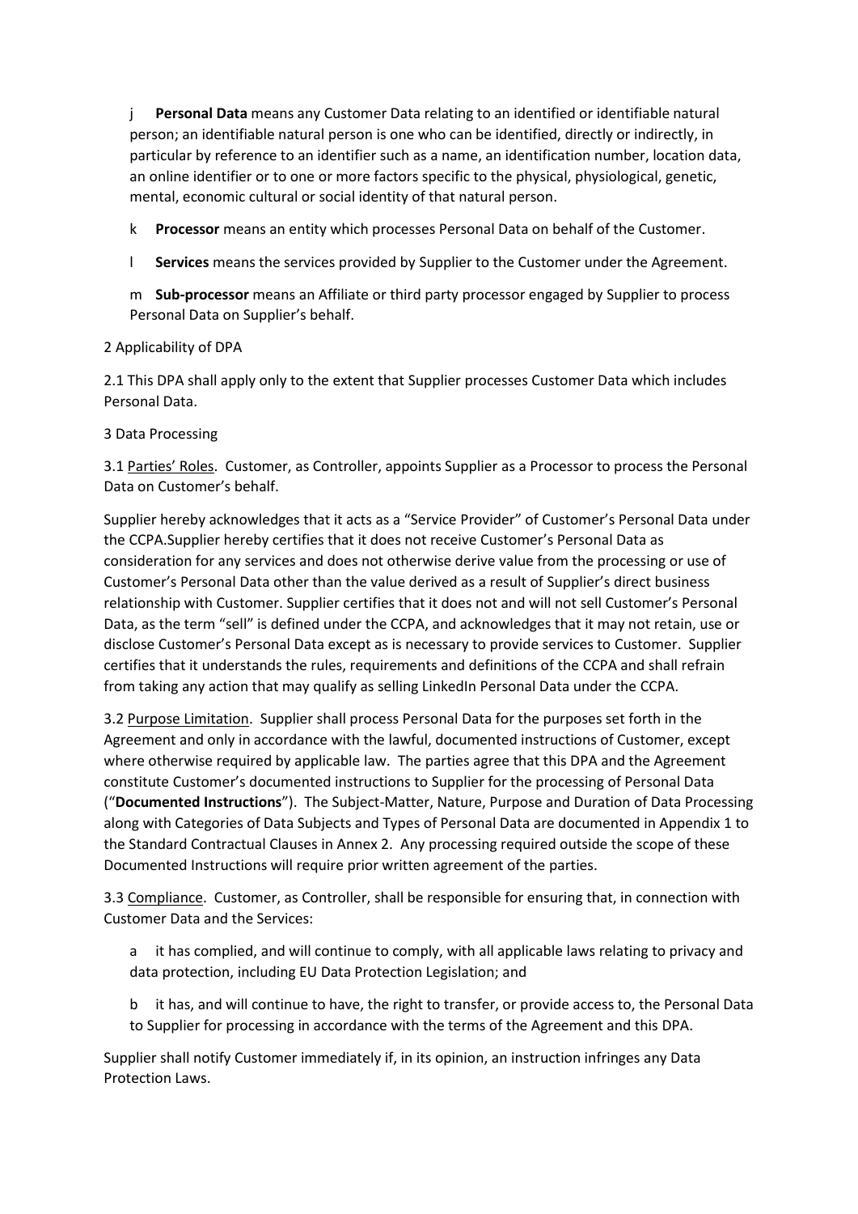j **Personal Data** means any Customer Data relating to an identified or identifiable natural person; an identifiable natural person is one who can be identified, directly or indirectly, in particular by reference to an identifier such as a name, an identification number, location data, an online identifier or to one or more factors specific to the physical, physiological, genetic, mental, economic cultural or social identity of that natural person.

k **Processor** means an entity which processes Personal Data on behalf of the Customer.

l **Services** means the services provided by Supplier to the Customer under the Agreement.

m **Sub-processor** means an Affiliate or third party processor engaged by Supplier to process Personal Data on Supplier's behalf.

2 Applicability of DPA

2.1 This DPA shall apply only to the extent that Supplier processes Customer Data which includes Personal Data.

3 Data Processing

3.1 Parties' Roles. Customer, as Controller, appoints Supplier as a Processor to process the Personal Data on Customer's behalf.

Supplier hereby acknowledges that it acts as a "Service Provider" of Customer's Personal Data under the CCPA.Supplier hereby certifies that it does not receive Customer's Personal Data as consideration for any services and does not otherwise derive value from the processing or use of Customer's Personal Data other than the value derived as a result of Supplier's direct business relationship with Customer. Supplier certifies that it does not and will not sell Customer's Personal Data, as the term "sell" is defined under the CCPA, and acknowledges that it may not retain, use or disclose Customer's Personal Data except as is necessary to provide services to Customer. Supplier certifies that it understands the rules, requirements and definitions of the CCPA and shall refrain from taking any action that may qualify as selling LinkedIn Personal Data under the CCPA.

3.2 Purpose Limitation. Supplier shall process Personal Data for the purposes set forth in the Agreement and only in accordance with the lawful, documented instructions of Customer, except where otherwise required by applicable law. The parties agree that this DPA and the Agreement constitute Customer's documented instructions to Supplier for the processing of Personal Data ("**Documented Instructions**"). The Subject-Matter, Nature, Purpose and Duration of Data Processing along with Categories of Data Subjects and Types of Personal Data are documented in Appendix 1 to the Standard Contractual Clauses in Annex 2. Any processing required outside the scope of these Documented Instructions will require prior written agreement of the parties.

3.3 Compliance. Customer, as Controller, shall be responsible for ensuring that, in connection with Customer Data and the Services:

a it has complied, and will continue to comply, with all applicable laws relating to privacy and data protection, including EU Data Protection Legislation; and

b it has, and will continue to have, the right to transfer, or provide access to, the Personal Data to Supplier for processing in accordance with the terms of the Agreement and this DPA.

Supplier shall notify Customer immediately if, in its opinion, an instruction infringes any Data Protection Laws.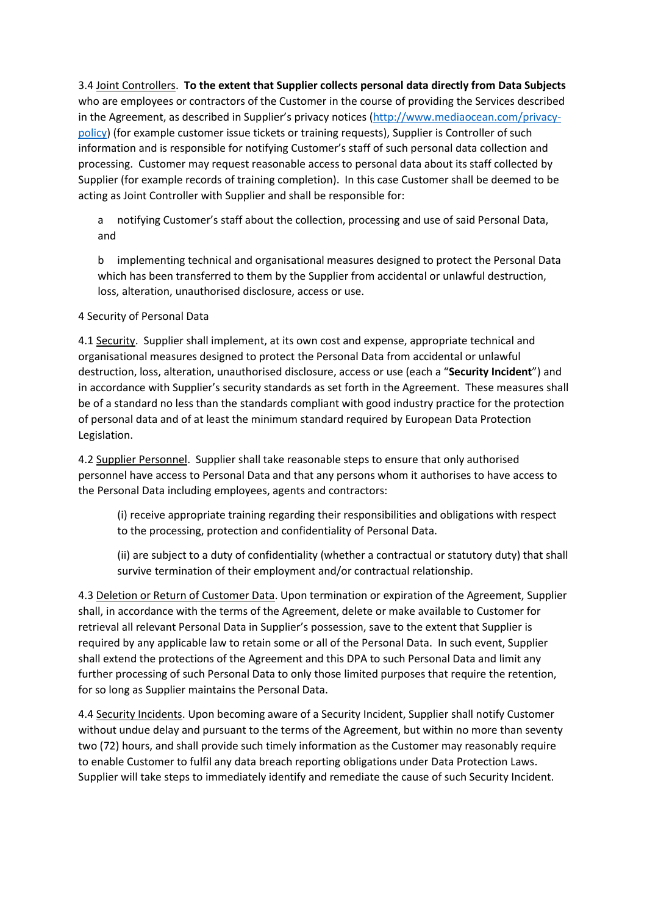3.4 <u>Joint Controllers</u>. **To the extent that Supplier collects personal data directly from Data Subjects** who are employees or contractors of the Customer in the course of providing the Services described in the Agreement, as described in Supplier's privacy notices ([http://www.mediaocean.com/privacy-policy](http://www.mediaocean.com/privacy-policy)) (for example customer issue tickets or training requests), Supplier is Controller of such information and is responsible for notifying Customer's staff of such personal data collection and processing. Customer may request reasonable access to personal data about its staff collected by Supplier (for example records of training completion). In this case Customer shall be deemed to be acting as Joint Controller with Supplier and shall be responsible for:

a notifying Customer's staff about the collection, processing and use of said Personal Data, and

b implementing technical and organisational measures designed to protect the Personal Data which has been transferred to them by the Supplier from accidental or unlawful destruction, loss, alteration, unauthorised disclosure, access or use.

4 Security of Personal Data

4.1 <u>Security</u>. Supplier shall implement, at its own cost and expense, appropriate technical and organisational measures designed to protect the Personal Data from accidental or unlawful destruction, loss, alteration, unauthorised disclosure, access or use (each a "**Security Incident**") and in accordance with Supplier's security standards as set forth in the Agreement. These measures shall be of a standard no less than the standards compliant with good industry practice for the protection of personal data and of at least the minimum standard required by European Data Protection Legislation.

4.2 <u>Supplier Personnel</u>. Supplier shall take reasonable steps to ensure that only authorised personnel have access to Personal Data and that any persons whom it authorises to have access to the Personal Data including employees, agents and contractors:

(i) receive appropriate training regarding their responsibilities and obligations with respect to the processing, protection and confidentiality of Personal Data.

(ii) are subject to a duty of confidentiality (whether a contractual or statutory duty) that shall survive termination of their employment and/or contractual relationship.

4.3 <u>Deletion or Return of Customer Data</u>. Upon termination or expiration of the Agreement, Supplier shall, in accordance with the terms of the Agreement, delete or make available to Customer for retrieval all relevant Personal Data in Supplier's possession, save to the extent that Supplier is required by any applicable law to retain some or all of the Personal Data. In such event, Supplier shall extend the protections of the Agreement and this DPA to such Personal Data and limit any further processing of such Personal Data to only those limited purposes that require the retention, for so long as Supplier maintains the Personal Data.

4.4 <u>Security Incidents</u>. Upon becoming aware of a Security Incident, Supplier shall notify Customer without undue delay and pursuant to the terms of the Agreement, but within no more than seventy two (72) hours, and shall provide such timely information as the Customer may reasonably require to enable Customer to fulfil any data breach reporting obligations under Data Protection Laws. Supplier will take steps to immediately identify and remediate the cause of such Security Incident.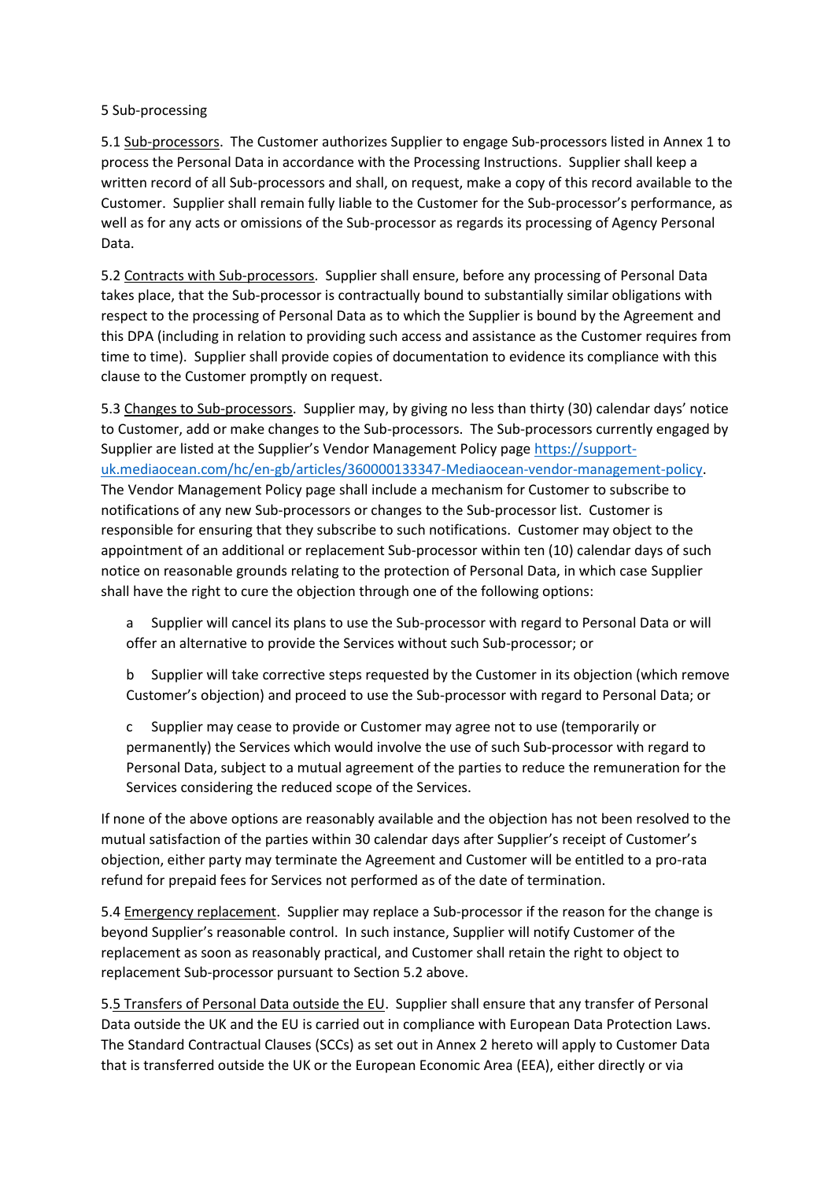5 Sub-processing

5.1 Sub-processors. The Customer authorizes Supplier to engage Sub-processors listed in Annex 1 to process the Personal Data in accordance with the Processing Instructions. Supplier shall keep a written record of all Sub-processors and shall, on request, make a copy of this record available to the Customer. Supplier shall remain fully liable to the Customer for the Sub-processor's performance, as well as for any acts or omissions of the Sub-processor as regards its processing of Agency Personal Data.

5.2 Contracts with Sub-processors. Supplier shall ensure, before any processing of Personal Data takes place, that the Sub-processor is contractually bound to substantially similar obligations with respect to the processing of Personal Data as to which the Supplier is bound by the Agreement and this DPA (including in relation to providing such access and assistance as the Customer requires from time to time). Supplier shall provide copies of documentation to evidence its compliance with this clause to the Customer promptly on request.

5.3 Changes to Sub-processors. Supplier may, by giving no less than thirty (30) calendar days' notice to Customer, add or make changes to the Sub-processors. The Sub-processors currently engaged by Supplier are listed at the Supplier's Vendor Management Policy page [https://support-uk.mediaocean.com/hc/en-gb/articles/360000133347-Mediaocean-vendor-management-policy](https://support-uk.mediaocean.com/hc/en-gb/articles/360000133347-Mediaocean-vendor-management-policy). The Vendor Management Policy page shall include a mechanism for Customer to subscribe to notifications of any new Sub-processors or changes to the Sub-processor list. Customer is responsible for ensuring that they subscribe to such notifications. Customer may object to the appointment of an additional or replacement Sub-processor within ten (10) calendar days of such notice on reasonable grounds relating to the protection of Personal Data, in which case Supplier shall have the right to cure the objection through one of the following options:

a Supplier will cancel its plans to use the Sub-processor with regard to Personal Data or will offer an alternative to provide the Services without such Sub-processor; or

b Supplier will take corrective steps requested by the Customer in its objection (which remove Customer's objection) and proceed to use the Sub-processor with regard to Personal Data; or

c Supplier may cease to provide or Customer may agree not to use (temporarily or permanently) the Services which would involve the use of such Sub-processor with regard to Personal Data, subject to a mutual agreement of the parties to reduce the remuneration for the Services considering the reduced scope of the Services.

If none of the above options are reasonably available and the objection has not been resolved to the mutual satisfaction of the parties within 30 calendar days after Supplier's receipt of Customer's objection, either party may terminate the Agreement and Customer will be entitled to a pro-rata refund for prepaid fees for Services not performed as of the date of termination.

5.4 Emergency replacement. Supplier may replace a Sub-processor if the reason for the change is beyond Supplier's reasonable control. In such instance, Supplier will notify Customer of the replacement as soon as reasonably practical, and Customer shall retain the right to object to replacement Sub-processor pursuant to Section 5.2 above.

5.5 Transfers of Personal Data outside the EU. Supplier shall ensure that any transfer of Personal Data outside the UK and the EU is carried out in compliance with European Data Protection Laws. The Standard Contractual Clauses (SCCs) as set out in Annex 2 hereto will apply to Customer Data that is transferred outside the UK or the European Economic Area (EEA), either directly or via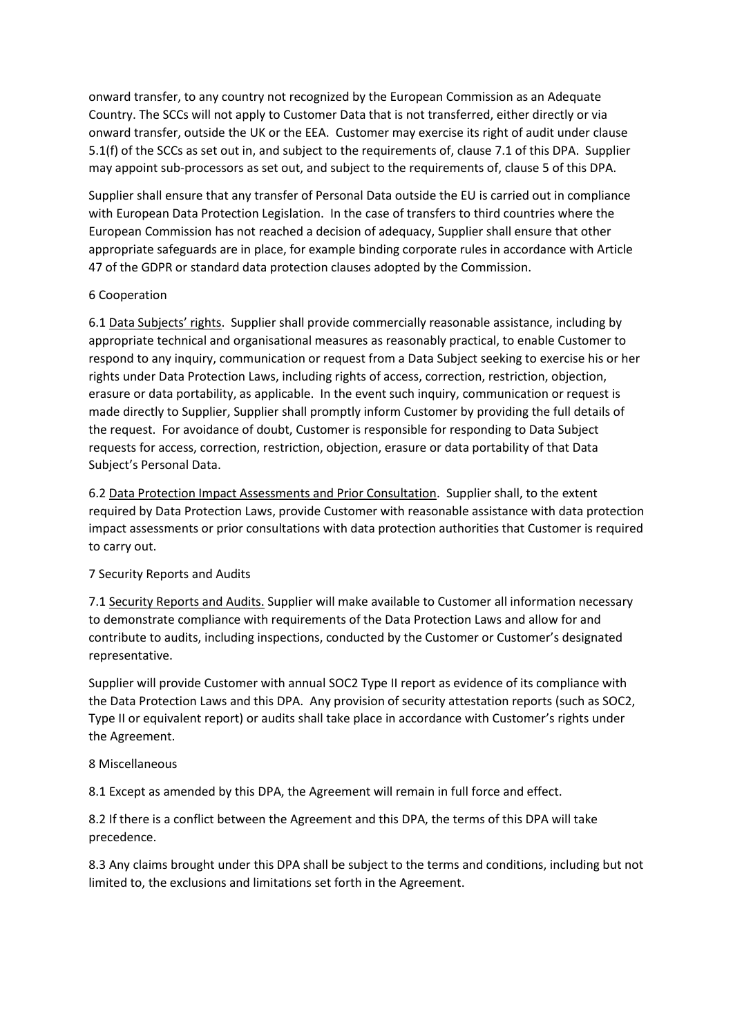onward transfer, to any country not recognized by the European Commission as an Adequate Country. The SCCs will not apply to Customer Data that is not transferred, either directly or via onward transfer, outside the UK or the EEA. Customer may exercise its right of audit under clause 5.1(f) of the SCCs as set out in, and subject to the requirements of, clause 7.1 of this DPA. Supplier may appoint sub-processors as set out, and subject to the requirements of, clause 5 of this DPA.

Supplier shall ensure that any transfer of Personal Data outside the EU is carried out in compliance with European Data Protection Legislation. In the case of transfers to third countries where the European Commission has not reached a decision of adequacy, Supplier shall ensure that other appropriate safeguards are in place, for example binding corporate rules in accordance with Article 47 of the GDPR or standard data protection clauses adopted by the Commission.

## 6 Cooperation

6.1 Data Subjects' rights. Supplier shall provide commercially reasonable assistance, including by appropriate technical and organisational measures as reasonably practical, to enable Customer to respond to any inquiry, communication or request from a Data Subject seeking to exercise his or her rights under Data Protection Laws, including rights of access, correction, restriction, objection, erasure or data portability, as applicable. In the event such inquiry, communication or request is made directly to Supplier, Supplier shall promptly inform Customer by providing the full details of the request. For avoidance of doubt, Customer is responsible for responding to Data Subject requests for access, correction, restriction, objection, erasure or data portability of that Data Subject's Personal Data.

6.2 Data Protection Impact Assessments and Prior Consultation. Supplier shall, to the extent required by Data Protection Laws, provide Customer with reasonable assistance with data protection impact assessments or prior consultations with data protection authorities that Customer is required to carry out.

## 7 Security Reports and Audits

7.1 Security Reports and Audits. Supplier will make available to Customer all information necessary to demonstrate compliance with requirements of the Data Protection Laws and allow for and contribute to audits, including inspections, conducted by the Customer or Customer's designated representative.

Supplier will provide Customer with annual SOC2 Type II report as evidence of its compliance with the Data Protection Laws and this DPA. Any provision of security attestation reports (such as SOC2, Type II or equivalent report) or audits shall take place in accordance with Customer's rights under the Agreement.

## 8 Miscellaneous

8.1 Except as amended by this DPA, the Agreement will remain in full force and effect.

8.2 If there is a conflict between the Agreement and this DPA, the terms of this DPA will take precedence.

8.3 Any claims brought under this DPA shall be subject to the terms and conditions, including but not limited to, the exclusions and limitations set forth in the Agreement.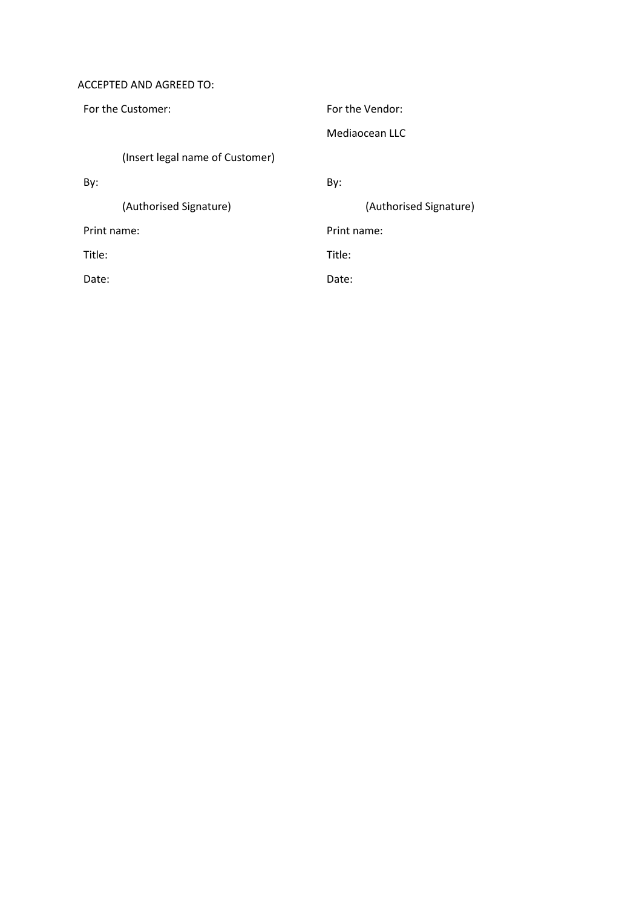ACCEPTED AND AGREED TO:

| For the Customer: | For the Vendor: |
| --- | --- |
| | Mediaocean LLC |
| (Insert legal name of Customer) | |
| By: | By: |
| (Authorised Signature) | (Authorised Signature) |
| Print name: | Print name: |
| Title: | Title: |
| Date: | Date: |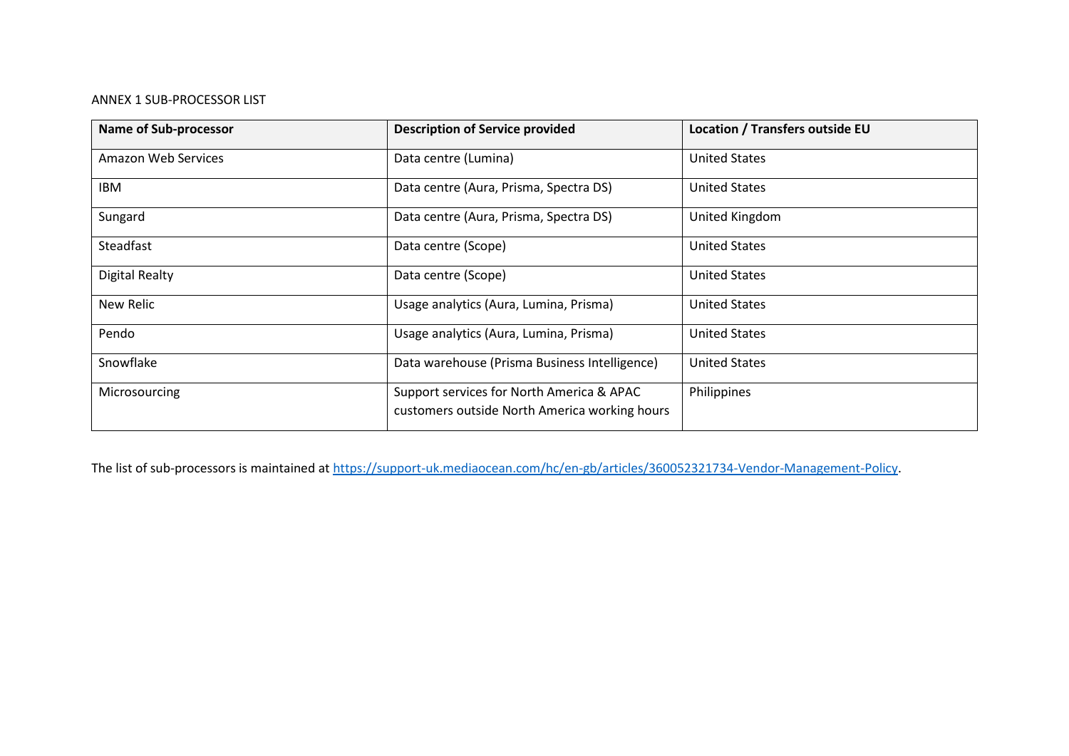ANNEX 1 SUB-PROCESSOR LIST

| Name of Sub-processor | Description of Service provided | Location / Transfers outside EU |
|---|---|---|
| Amazon Web Services | Data centre (Lumina) | United States |
| IBM | Data centre (Aura, Prisma, Spectra DS) | United States |
| Sungard | Data centre (Aura, Prisma, Spectra DS) | United Kingdom |
| Steadfast | Data centre (Scope) | United States |
| Digital Realty | Data centre (Scope) | United States |
| New Relic | Usage analytics (Aura, Lumina, Prisma) | United States |
| Pendo | Usage analytics (Aura, Lumina, Prisma) | United States |
| Snowflake | Data warehouse (Prisma Business Intelligence) | United States |
| Microsourcing | Support services for North America & APAC customers outside North America working hours | Philippines |

The list of sub-processors is maintained at [https://support-uk.mediaocean.com/hc/en-gb/articles/360052321734-Vendor-Management-Policy](https://support-uk.mediaocean.com/hc/en-gb/articles/360052321734-Vendor-Management-Policy).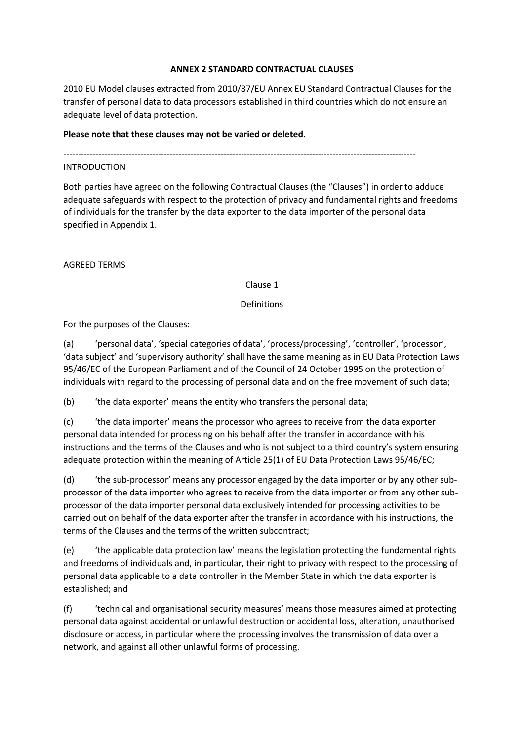**ANNEX 2 STANDARD CONTRACTUAL CLAUSES**

2010 EU Model clauses extracted from 2010/87/EU Annex EU Standard Contractual Clauses for the transfer of personal data to data processors established in third countries which do not ensure an adequate level of data protection.

**Please note that these clauses may not be varied or deleted.**

---

INTRODUCTION

Both parties have agreed on the following Contractual Clauses (the "Clauses") in order to adduce adequate safeguards with respect to the protection of privacy and fundamental rights and freedoms of individuals for the transfer by the data exporter to the data importer of the personal data specified in Appendix 1.

AGREED TERMS

Clause 1

Definitions

For the purposes of the Clauses:

(a) 'personal data', 'special categories of data', 'process/processing', 'controller', 'processor', 'data subject' and 'supervisory authority' shall have the same meaning as in EU Data Protection Laws 95/46/EC of the European Parliament and of the Council of 24 October 1995 on the protection of individuals with regard to the processing of personal data and on the free movement of such data;

(b) 'the data exporter' means the entity who transfers the personal data;

(c) 'the data importer' means the processor who agrees to receive from the data exporter personal data intended for processing on his behalf after the transfer in accordance with his instructions and the terms of the Clauses and who is not subject to a third country's system ensuring adequate protection within the meaning of Article 25(1) of EU Data Protection Laws 95/46/EC;

(d) 'the sub-processor' means any processor engaged by the data importer or by any other sub-processor of the data importer who agrees to receive from the data importer or from any other sub-processor of the data importer personal data exclusively intended for processing activities to be carried out on behalf of the data exporter after the transfer in accordance with his instructions, the terms of the Clauses and the terms of the written subcontract;

(e) 'the applicable data protection law' means the legislation protecting the fundamental rights and freedoms of individuals and, in particular, their right to privacy with respect to the processing of personal data applicable to a data controller in the Member State in which the data exporter is established; and

(f) 'technical and organisational security measures' means those measures aimed at protecting personal data against accidental or unlawful destruction or accidental loss, alteration, unauthorised disclosure or access, in particular where the processing involves the transmission of data over a network, and against all other unlawful forms of processing.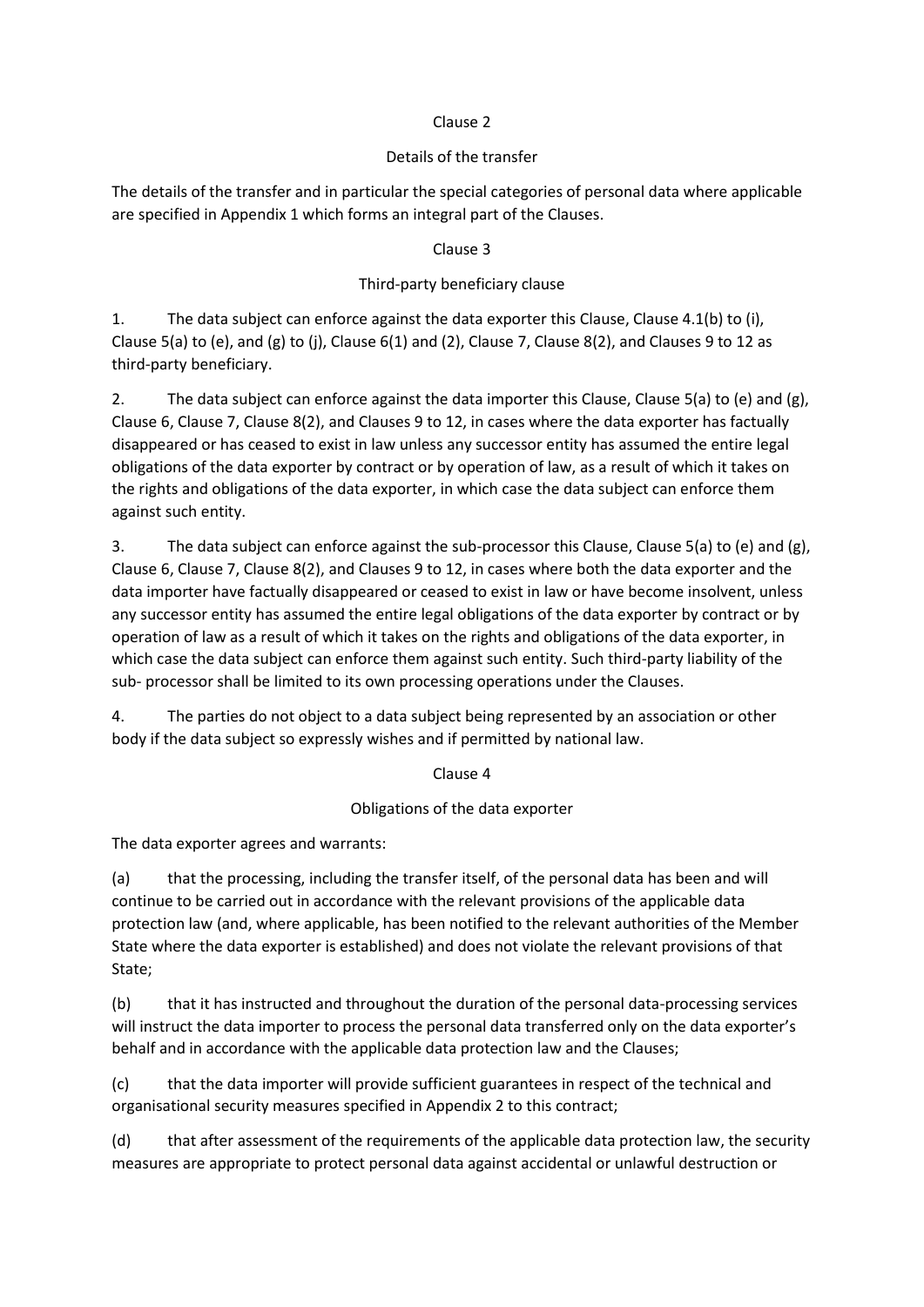Clause 2

Details of the transfer

The details of the transfer and in particular the special categories of personal data where applicable are specified in Appendix 1 which forms an integral part of the Clauses.

Clause 3

Third-party beneficiary clause

1. The data subject can enforce against the data exporter this Clause, Clause 4.1(b) to (i), Clause 5(a) to (e), and (g) to (j), Clause 6(1) and (2), Clause 7, Clause 8(2), and Clauses 9 to 12 as third-party beneficiary.

2. The data subject can enforce against the data importer this Clause, Clause 5(a) to (e) and (g), Clause 6, Clause 7, Clause 8(2), and Clauses 9 to 12, in cases where the data exporter has factually disappeared or has ceased to exist in law unless any successor entity has assumed the entire legal obligations of the data exporter by contract or by operation of law, as a result of which it takes on the rights and obligations of the data exporter, in which case the data subject can enforce them against such entity.

3. The data subject can enforce against the sub-processor this Clause, Clause 5(a) to (e) and (g), Clause 6, Clause 7, Clause 8(2), and Clauses 9 to 12, in cases where both the data exporter and the data importer have factually disappeared or ceased to exist in law or have become insolvent, unless any successor entity has assumed the entire legal obligations of the data exporter by contract or by operation of law as a result of which it takes on the rights and obligations of the data exporter, in which case the data subject can enforce them against such entity. Such third-party liability of the sub- processor shall be limited to its own processing operations under the Clauses.

4. The parties do not object to a data subject being represented by an association or other body if the data subject so expressly wishes and if permitted by national law.

Clause 4

Obligations of the data exporter

The data exporter agrees and warrants:

(a) that the processing, including the transfer itself, of the personal data has been and will continue to be carried out in accordance with the relevant provisions of the applicable data protection law (and, where applicable, has been notified to the relevant authorities of the Member State where the data exporter is established) and does not violate the relevant provisions of that State;

(b) that it has instructed and throughout the duration of the personal data-processing services will instruct the data importer to process the personal data transferred only on the data exporter's behalf and in accordance with the applicable data protection law and the Clauses;

(c) that the data importer will provide sufficient guarantees in respect of the technical and organisational security measures specified in Appendix 2 to this contract;

(d) that after assessment of the requirements of the applicable data protection law, the security measures are appropriate to protect personal data against accidental or unlawful destruction or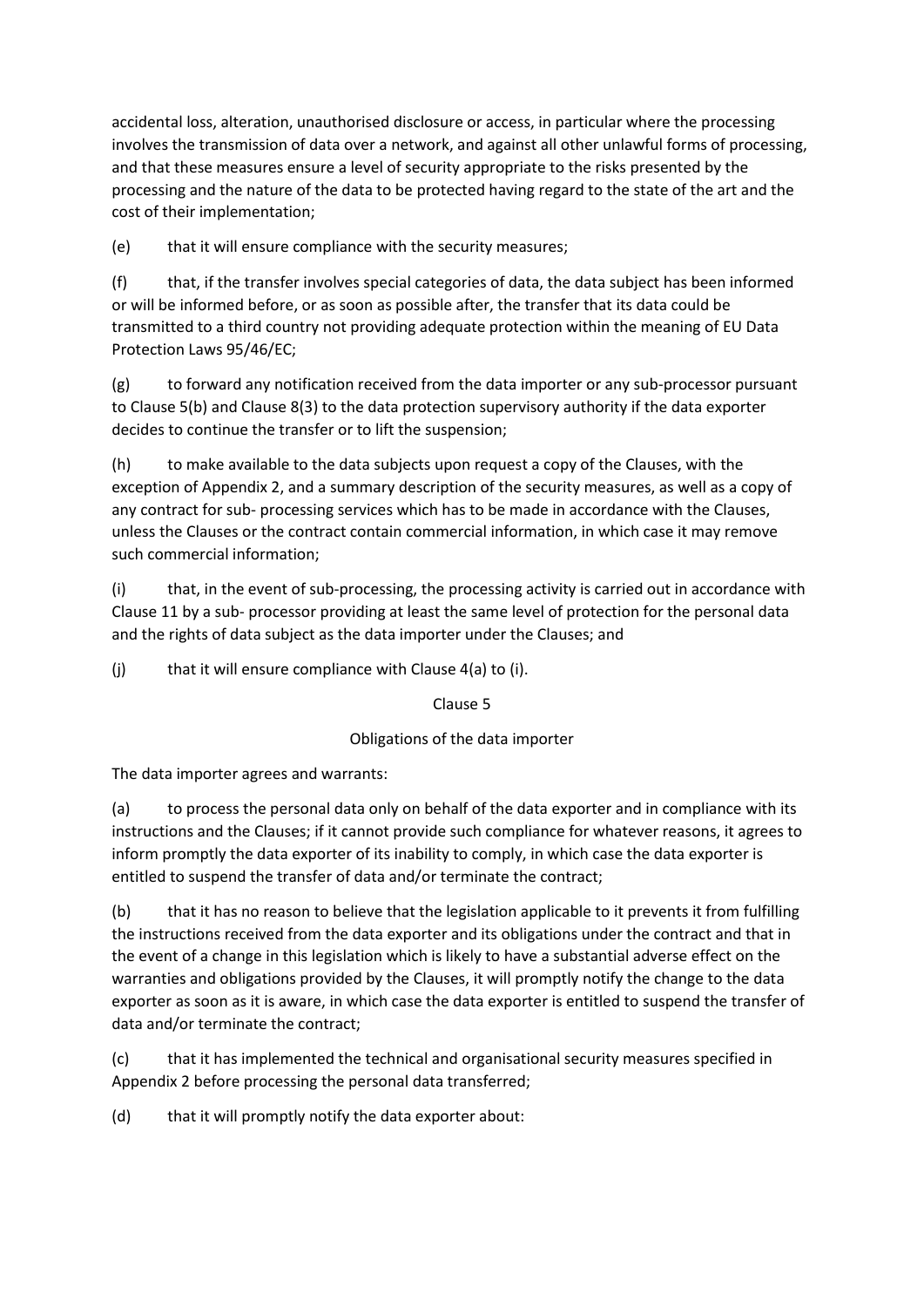accidental loss, alteration, unauthorised disclosure or access, in particular where the processing involves the transmission of data over a network, and against all other unlawful forms of processing, and that these measures ensure a level of security appropriate to the risks presented by the processing and the nature of the data to be protected having regard to the state of the art and the cost of their implementation;

(e) that it will ensure compliance with the security measures;

(f) that, if the transfer involves special categories of data, the data subject has been informed or will be informed before, or as soon as possible after, the transfer that its data could be transmitted to a third country not providing adequate protection within the meaning of EU Data Protection Laws 95/46/EC;

(g) to forward any notification received from the data importer or any sub-processor pursuant to Clause 5(b) and Clause 8(3) to the data protection supervisory authority if the data exporter decides to continue the transfer or to lift the suspension;

(h) to make available to the data subjects upon request a copy of the Clauses, with the exception of Appendix 2, and a summary description of the security measures, as well as a copy of any contract for sub- processing services which has to be made in accordance with the Clauses, unless the Clauses or the contract contain commercial information, in which case it may remove such commercial information;

(i) that, in the event of sub-processing, the processing activity is carried out in accordance with Clause 11 by a sub- processor providing at least the same level of protection for the personal data and the rights of data subject as the data importer under the Clauses; and

(j) that it will ensure compliance with Clause 4(a) to (i).

Clause 5

Obligations of the data importer

The data importer agrees and warrants:

(a) to process the personal data only on behalf of the data exporter and in compliance with its instructions and the Clauses; if it cannot provide such compliance for whatever reasons, it agrees to inform promptly the data exporter of its inability to comply, in which case the data exporter is entitled to suspend the transfer of data and/or terminate the contract;

(b) that it has no reason to believe that the legislation applicable to it prevents it from fulfilling the instructions received from the data exporter and its obligations under the contract and that in the event of a change in this legislation which is likely to have a substantial adverse effect on the warranties and obligations provided by the Clauses, it will promptly notify the change to the data exporter as soon as it is aware, in which case the data exporter is entitled to suspend the transfer of data and/or terminate the contract;

(c) that it has implemented the technical and organisational security measures specified in Appendix 2 before processing the personal data transferred;

(d) that it will promptly notify the data exporter about: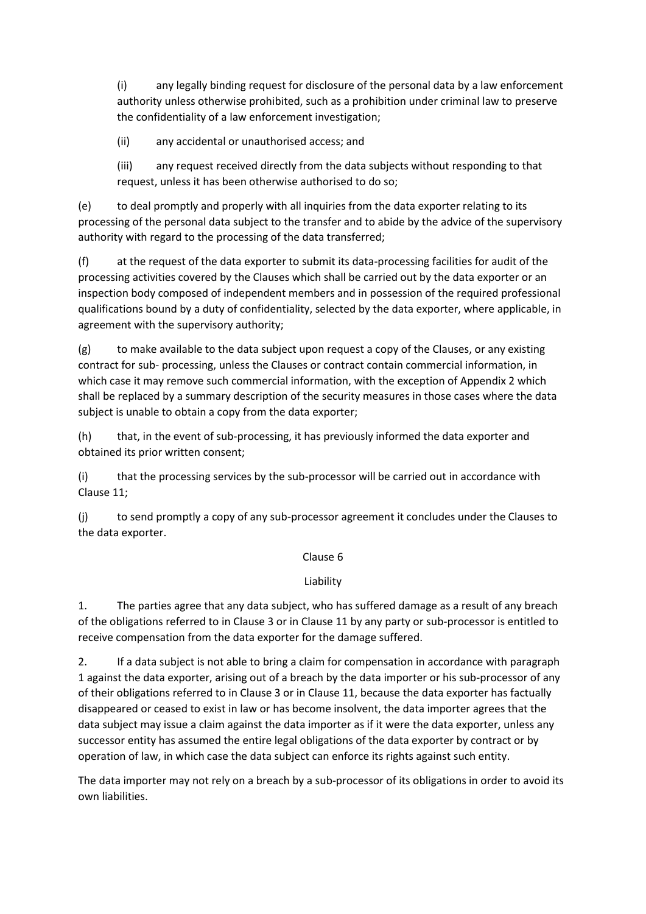(i) any legally binding request for disclosure of the personal data by a law enforcement authority unless otherwise prohibited, such as a prohibition under criminal law to preserve the confidentiality of a law enforcement investigation;

(ii) any accidental or unauthorised access; and

(iii) any request received directly from the data subjects without responding to that request, unless it has been otherwise authorised to do so;

(e) to deal promptly and properly with all inquiries from the data exporter relating to its processing of the personal data subject to the transfer and to abide by the advice of the supervisory authority with regard to the processing of the data transferred;

(f) at the request of the data exporter to submit its data-processing facilities for audit of the processing activities covered by the Clauses which shall be carried out by the data exporter or an inspection body composed of independent members and in possession of the required professional qualifications bound by a duty of confidentiality, selected by the data exporter, where applicable, in agreement with the supervisory authority;

(g) to make available to the data subject upon request a copy of the Clauses, or any existing contract for sub- processing, unless the Clauses or contract contain commercial information, in which case it may remove such commercial information, with the exception of Appendix 2 which shall be replaced by a summary description of the security measures in those cases where the data subject is unable to obtain a copy from the data exporter;

(h) that, in the event of sub-processing, it has previously informed the data exporter and obtained its prior written consent;

(i) that the processing services by the sub-processor will be carried out in accordance with Clause 11;

(j) to send promptly a copy of any sub-processor agreement it concludes under the Clauses to the data exporter.

Clause 6

Liability

1. The parties agree that any data subject, who has suffered damage as a result of any breach of the obligations referred to in Clause 3 or in Clause 11 by any party or sub-processor is entitled to receive compensation from the data exporter for the damage suffered.

2. If a data subject is not able to bring a claim for compensation in accordance with paragraph 1 against the data exporter, arising out of a breach by the data importer or his sub-processor of any of their obligations referred to in Clause 3 or in Clause 11, because the data exporter has factually disappeared or ceased to exist in law or has become insolvent, the data importer agrees that the data subject may issue a claim against the data importer as if it were the data exporter, unless any successor entity has assumed the entire legal obligations of the data exporter by contract or by operation of law, in which case the data subject can enforce its rights against such entity.

The data importer may not rely on a breach by a sub-processor of its obligations in order to avoid its own liabilities.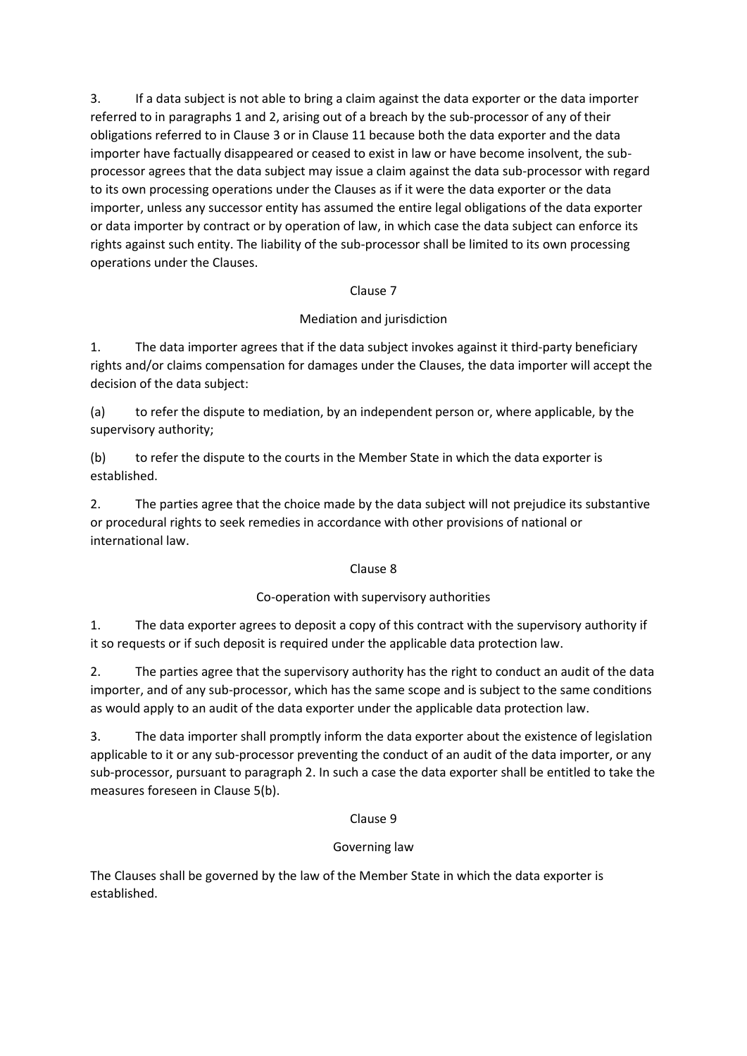3. If a data subject is not able to bring a claim against the data exporter or the data importer referred to in paragraphs 1 and 2, arising out of a breach by the sub-processor of any of their obligations referred to in Clause 3 or in Clause 11 because both the data exporter and the data importer have factually disappeared or ceased to exist in law or have become insolvent, the sub-processor agrees that the data subject may issue a claim against the data sub-processor with regard to its own processing operations under the Clauses as if it were the data exporter or the data importer, unless any successor entity has assumed the entire legal obligations of the data exporter or data importer by contract or by operation of law, in which case the data subject can enforce its rights against such entity. The liability of the sub-processor shall be limited to its own processing operations under the Clauses.

## Clause 7

### Mediation and jurisdiction

1. The data importer agrees that if the data subject invokes against it third-party beneficiary rights and/or claims compensation for damages under the Clauses, the data importer will accept the decision of the data subject:

(a) to refer the dispute to mediation, by an independent person or, where applicable, by the supervisory authority;

(b) to refer the dispute to the courts in the Member State in which the data exporter is established.

2. The parties agree that the choice made by the data subject will not prejudice its substantive or procedural rights to seek remedies in accordance with other provisions of national or international law.

## Clause 8

### Co-operation with supervisory authorities

1. The data exporter agrees to deposit a copy of this contract with the supervisory authority if it so requests or if such deposit is required under the applicable data protection law.

2. The parties agree that the supervisory authority has the right to conduct an audit of the data importer, and of any sub-processor, which has the same scope and is subject to the same conditions as would apply to an audit of the data exporter under the applicable data protection law.

3. The data importer shall promptly inform the data exporter about the existence of legislation applicable to it or any sub-processor preventing the conduct of an audit of the data importer, or any sub-processor, pursuant to paragraph 2. In such a case the data exporter shall be entitled to take the measures foreseen in Clause 5(b).

## Clause 9

### Governing law

The Clauses shall be governed by the law of the Member State in which the data exporter is established.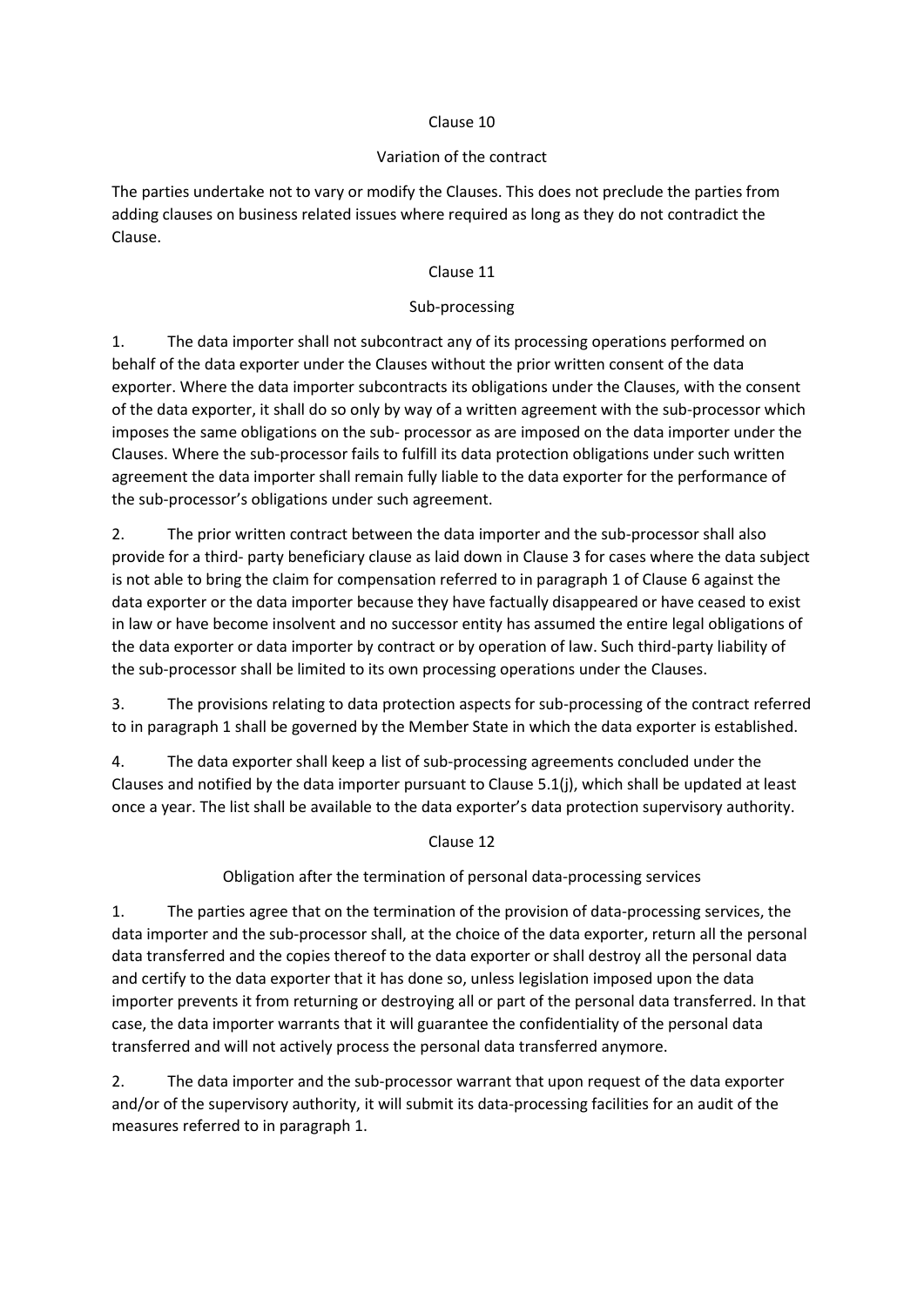## Clause 10

### Variation of the contract

The parties undertake not to vary or modify the Clauses. This does not preclude the parties from adding clauses on business related issues where required as long as they do not contradict the Clause.

## Clause 11

### Sub-processing

1. The data importer shall not subcontract any of its processing operations performed on behalf of the data exporter under the Clauses without the prior written consent of the data exporter. Where the data importer subcontracts its obligations under the Clauses, with the consent of the data exporter, it shall do so only by way of a written agreement with the sub-processor which imposes the same obligations on the sub- processor as are imposed on the data importer under the Clauses. Where the sub-processor fails to fulfill its data protection obligations under such written agreement the data importer shall remain fully liable to the data exporter for the performance of the sub-processor's obligations under such agreement.

2. The prior written contract between the data importer and the sub-processor shall also provide for a third- party beneficiary clause as laid down in Clause 3 for cases where the data subject is not able to bring the claim for compensation referred to in paragraph 1 of Clause 6 against the data exporter or the data importer because they have factually disappeared or have ceased to exist in law or have become insolvent and no successor entity has assumed the entire legal obligations of the data exporter or data importer by contract or by operation of law. Such third-party liability of the sub-processor shall be limited to its own processing operations under the Clauses.

3. The provisions relating to data protection aspects for sub-processing of the contract referred to in paragraph 1 shall be governed by the Member State in which the data exporter is established.

4. The data exporter shall keep a list of sub-processing agreements concluded under the Clauses and notified by the data importer pursuant to Clause 5.1(j), which shall be updated at least once a year. The list shall be available to the data exporter's data protection supervisory authority.

## Clause 12

### Obligation after the termination of personal data-processing services

1. The parties agree that on the termination of the provision of data-processing services, the data importer and the sub-processor shall, at the choice of the data exporter, return all the personal data transferred and the copies thereof to the data exporter or shall destroy all the personal data and certify to the data exporter that it has done so, unless legislation imposed upon the data importer prevents it from returning or destroying all or part of the personal data transferred. In that case, the data importer warrants that it will guarantee the confidentiality of the personal data transferred and will not actively process the personal data transferred anymore.

2. The data importer and the sub-processor warrant that upon request of the data exporter and/or of the supervisory authority, it will submit its data-processing facilities for an audit of the measures referred to in paragraph 1.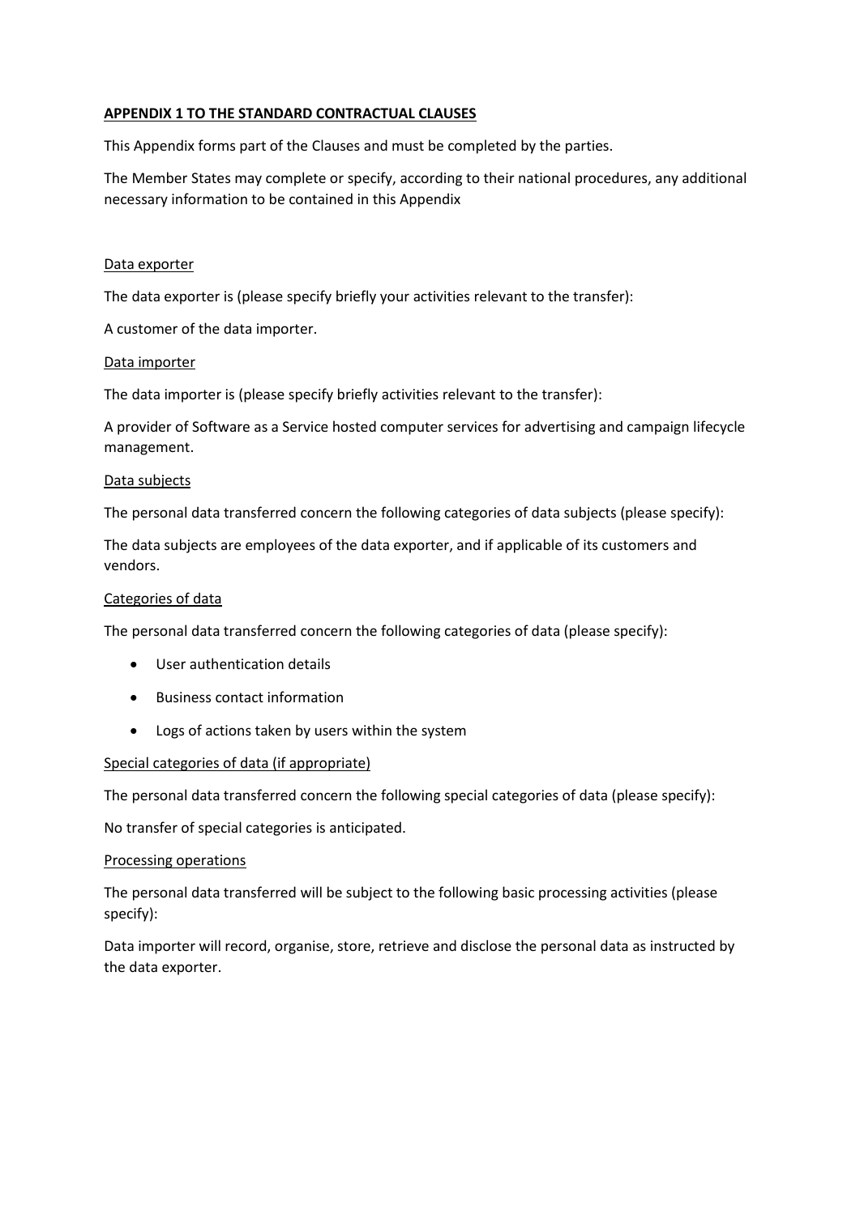## APPENDIX 1 TO THE STANDARD CONTRACTUAL CLAUSES

This Appendix forms part of the Clauses and must be completed by the parties.

The Member States may complete or specify, according to their national procedures, any additional necessary information to be contained in this Appendix

### Data exporter

The data exporter is (please specify briefly your activities relevant to the transfer):

A customer of the data importer.

### Data importer

The data importer is (please specify briefly activities relevant to the transfer):

A provider of Software as a Service hosted computer services for advertising and campaign lifecycle management.

### Data subjects

The personal data transferred concern the following categories of data subjects (please specify):

The data subjects are employees of the data exporter, and if applicable of its customers and vendors.

### Categories of data

The personal data transferred concern the following categories of data (please specify):

- User authentication details
- Business contact information
- Logs of actions taken by users within the system

### Special categories of data (if appropriate)

The personal data transferred concern the following special categories of data (please specify):

No transfer of special categories is anticipated.

### Processing operations

The personal data transferred will be subject to the following basic processing activities (please specify):

Data importer will record, organise, store, retrieve and disclose the personal data as instructed by the data exporter.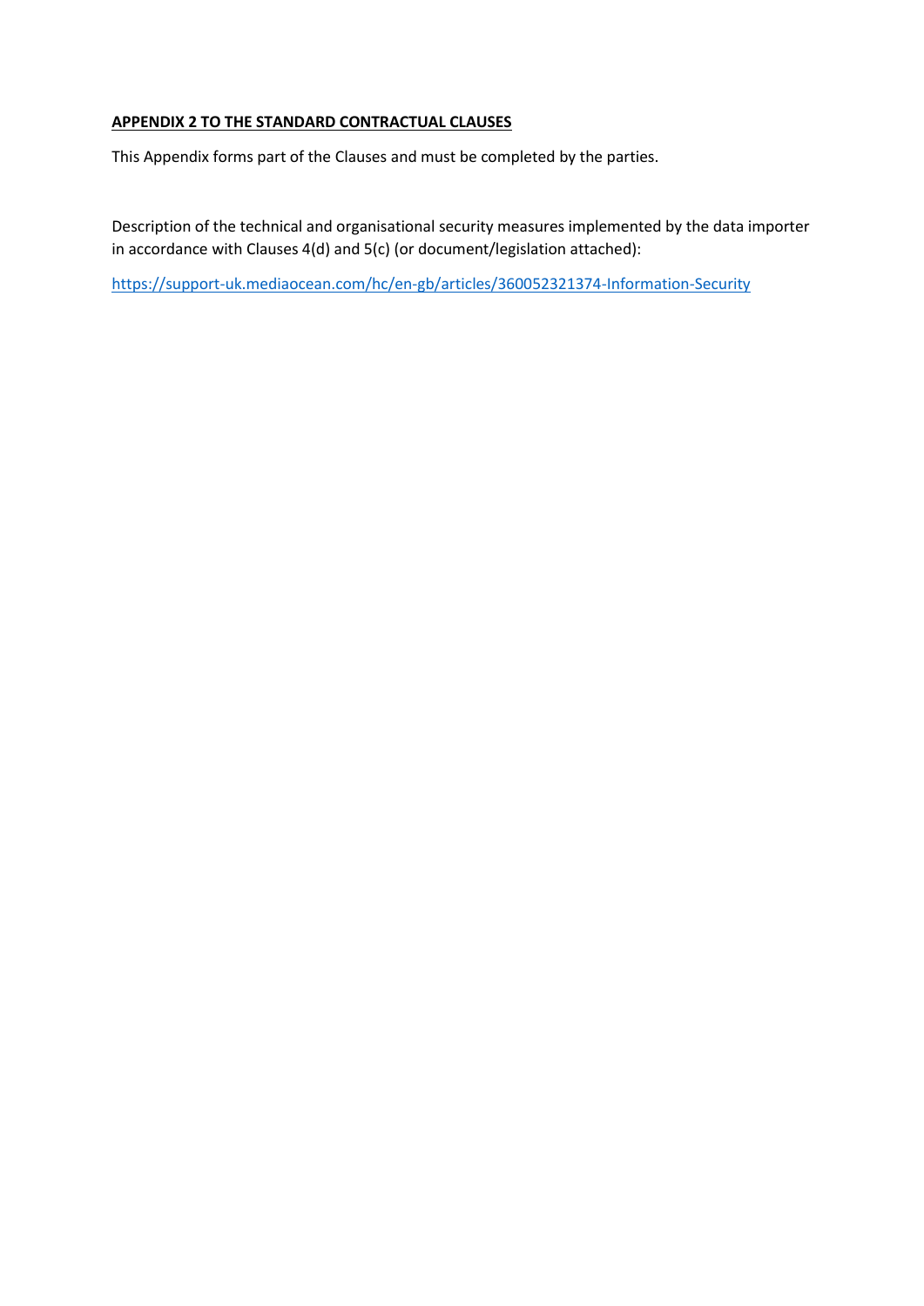**APPENDIX 2 TO THE STANDARD CONTRACTUAL CLAUSES**

This Appendix forms part of the Clauses and must be completed by the parties.

Description of the technical and organisational security measures implemented by the data importer in accordance with Clauses 4(d) and 5(c) (or document/legislation attached):

https://support-uk.mediaocean.com/hc/en-gb/articles/360052321374-Information-Security